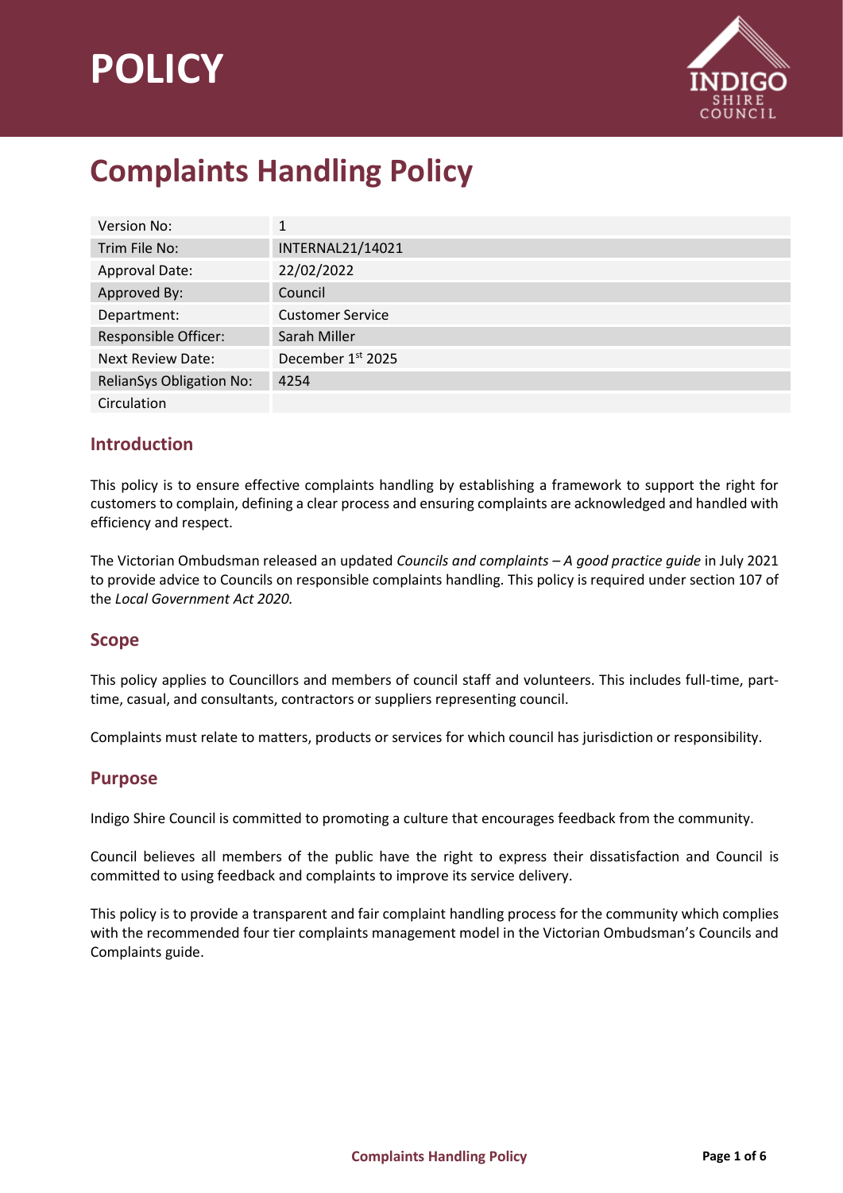# POLICY

INDIGO SHIRE COUNCIL

# Complaints Handling Policy

| Version No: | 1 |
|---|---|
| Trim File No: | INTERNAL21/14021 |
| Approval Date: | 22/02/2022 |
| Approved By: | Council |
| Department: | Customer Service |
| Responsible Officer: | Sarah Miller |
| Next Review Date: | December 1st 2025 |
| RelianSys Obligation No: | 4254 |
| Circulation | |

## Introduction

This policy is to ensure effective complaints handling by establishing a framework to support the right for customers to complain, defining a clear process and ensuring complaints are acknowledged and handled with efficiency and respect.

The Victorian Ombudsman released an updated *Councils and complaints – A good practice guide* in July 2021 to provide advice to Councils on responsible complaints handling. This policy is required under section 107 of the *Local Government Act 2020.*

## Scope

This policy applies to Councillors and members of council staff and volunteers. This includes full-time, part-time, casual, and consultants, contractors or suppliers representing council.

Complaints must relate to matters, products or services for which council has jurisdiction or responsibility.

## Purpose

Indigo Shire Council is committed to promoting a culture that encourages feedback from the community.

Council believes all members of the public have the right to express their dissatisfaction and Council is committed to using feedback and complaints to improve its service delivery.

This policy is to provide a transparent and fair complaint handling process for the community which complies with the recommended four tier complaints management model in the Victorian Ombudsman's Councils and Complaints guide.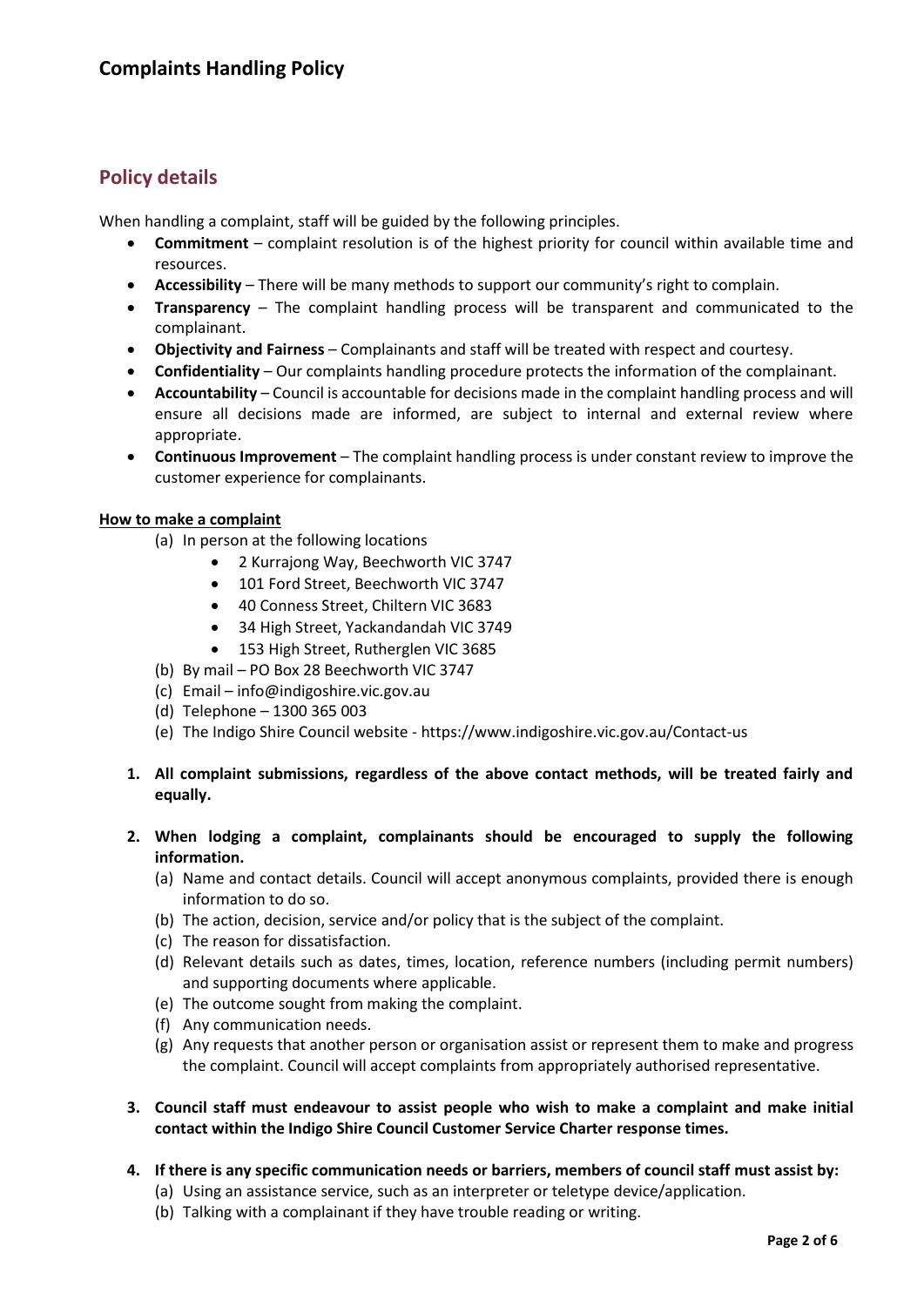## Policy details

When handling a complaint, staff will be guided by the following principles.

- **Commitment** – complaint resolution is of the highest priority for council within available time and resources.
- **Accessibility** – There will be many methods to support our community's right to complain.
- **Transparency** – The complaint handling process will be transparent and communicated to the complainant.
- **Objectivity and Fairness** – Complainants and staff will be treated with respect and courtesy.
- **Confidentiality** – Our complaints handling procedure protects the information of the complainant.
- **Accountability** – Council is accountable for decisions made in the complaint handling process and will ensure all decisions made are informed, are subject to internal and external review where appropriate.
- **Continuous Improvement** – The complaint handling process is under constant review to improve the customer experience for complainants.

**<u>How to make a complaint</u>**

(a) In person at the following locations
   - 2 Kurrajong Way, Beechworth VIC 3747
   - 101 Ford Street, Beechworth VIC 3747
   - 40 Conness Street, Chiltern VIC 3683
   - 34 High Street, Yackandandah VIC 3749
   - 153 High Street, Rutherglen VIC 3685

(b) By mail – PO Box 28 Beechworth VIC 3747

(c) Email – info@indigoshire.vic.gov.au

(d) Telephone – 1300 365 003

(e) The Indigo Shire Council website - https://www.indigoshire.vic.gov.au/Contact-us

1. **All complaint submissions, regardless of the above contact methods, will be treated fairly and equally.**

2. **When lodging a complaint, complainants should be encouraged to supply the following information.**
   (a) Name and contact details. Council will accept anonymous complaints, provided there is enough information to do so.
   (b) The action, decision, service and/or policy that is the subject of the complaint.
   (c) The reason for dissatisfaction.
   (d) Relevant details such as dates, times, location, reference numbers (including permit numbers) and supporting documents where applicable.
   (e) The outcome sought from making the complaint.
   (f) Any communication needs.
   (g) Any requests that another person or organisation assist or represent them to make and progress the complaint. Council will accept complaints from appropriately authorised representative.

3. **Council staff must endeavour to assist people who wish to make a complaint and make initial contact within the Indigo Shire Council Customer Service Charter response times.**

4. **If there is any specific communication needs or barriers, members of council staff must assist by:**
   (a) Using an assistance service, such as an interpreter or teletype device/application.
   (b) Talking with a complainant if they have trouble reading or writing.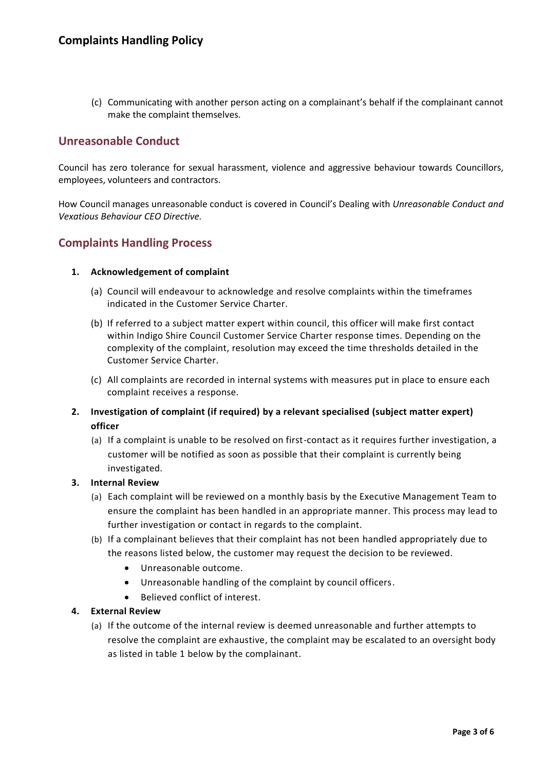(c) Communicating with another person acting on a complainant's behalf if the complainant cannot make the complaint themselves.

## Unreasonable Conduct

Council has zero tolerance for sexual harassment, violence and aggressive behaviour towards Councillors, employees, volunteers and contractors.

How Council manages unreasonable conduct is covered in Council's Dealing with *Unreasonable Conduct and Vexatious Behaviour CEO Directive.*

## Complaints Handling Process

**1. Acknowledgement of complaint**

(a) Council will endeavour to acknowledge and resolve complaints within the timeframes indicated in the Customer Service Charter.

(b) If referred to a subject matter expert within council, this officer will make first contact within Indigo Shire Council Customer Service Charter response times. Depending on the complexity of the complaint, resolution may exceed the time thresholds detailed in the Customer Service Charter.

(c) All complaints are recorded in internal systems with measures put in place to ensure each complaint receives a response.

**2. Investigation of complaint (if required) by a relevant specialised (subject matter expert) officer**

(a) If a complaint is unable to be resolved on first-contact as it requires further investigation, a customer will be notified as soon as possible that their complaint is currently being investigated.

**3. Internal Review**

(a) Each complaint will be reviewed on a monthly basis by the Executive Management Team to ensure the complaint has been handled in an appropriate manner. This process may lead to further investigation or contact in regards to the complaint.

(b) If a complainant believes that their complaint has not been handled appropriately due to the reasons listed below, the customer may request the decision to be reviewed.

- Unreasonable outcome.
- Unreasonable handling of the complaint by council officers.
- Believed conflict of interest.

**4. External Review**

(a) If the outcome of the internal review is deemed unreasonable and further attempts to resolve the complaint are exhaustive, the complaint may be escalated to an oversight body as listed in table 1 below by the complainant.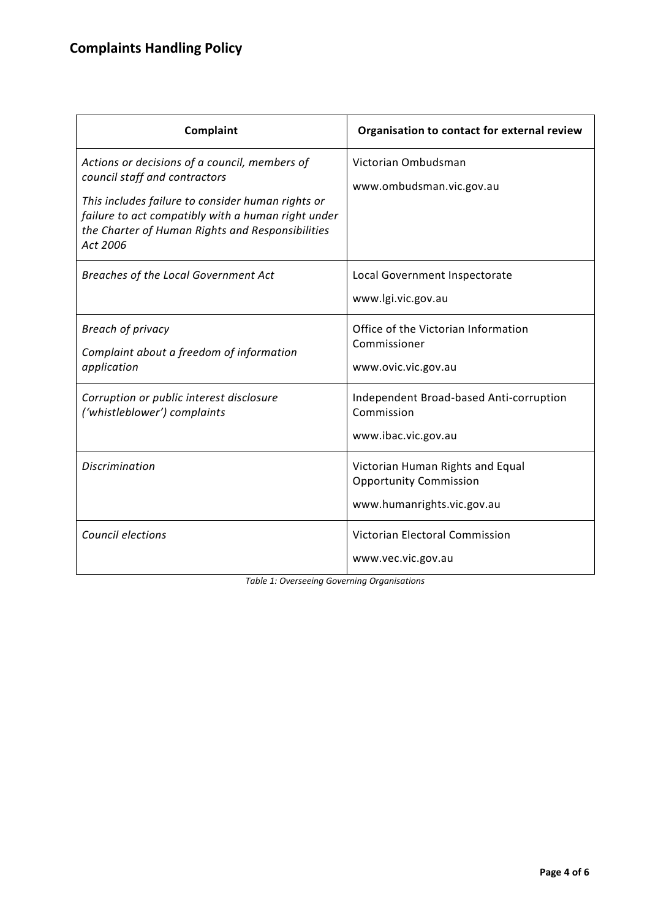# Complaints Handling Policy

| Complaint | Organisation to contact for external review |
|---|---|
| *Actions or decisions of a council, members of council staff and contractors*<br><br>*This includes failure to consider human rights or failure to act compatibly with a human right under the Charter of Human Rights and Responsibilities Act 2006* | Victorian Ombudsman<br><br>www.ombudsman.vic.gov.au |
| *Breaches of the Local Government Act* | Local Government Inspectorate<br><br>www.lgi.vic.gov.au |
| *Breach of privacy*<br><br>*Complaint about a freedom of information application* | Office of the Victorian Information Commissioner<br><br>www.ovic.vic.gov.au |
| *Corruption or public interest disclosure ('whistleblower') complaints* | Independent Broad-based Anti-corruption Commission<br><br>www.ibac.vic.gov.au |
| *Discrimination* | Victorian Human Rights and Equal Opportunity Commission<br><br>www.humanrights.vic.gov.au |
| *Council elections* | Victorian Electoral Commission<br><br>www.vec.vic.gov.au |

*Table 1: Overseeing Governing Organisations*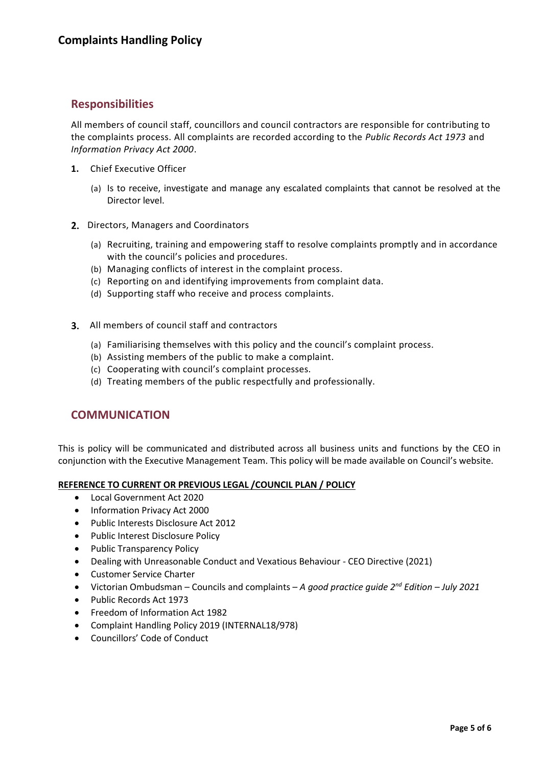## Responsibilities

All members of council staff, councillors and council contractors are responsible for contributing to the complaints process. All complaints are recorded according to the *Public Records Act 1973* and *Information Privacy Act 2000*.

1. Chief Executive Officer
   - (a) Is to receive, investigate and manage any escalated complaints that cannot be resolved at the Director level.
2. Directors, Managers and Coordinators
   - (a) Recruiting, training and empowering staff to resolve complaints promptly and in accordance with the council's policies and procedures.
   - (b) Managing conflicts of interest in the complaint process.
   - (c) Reporting on and identifying improvements from complaint data.
   - (d) Supporting staff who receive and process complaints.
3. All members of council staff and contractors
   - (a) Familiarising themselves with this policy and the council's complaint process.
   - (b) Assisting members of the public to make a complaint.
   - (c) Cooperating with council's complaint processes.
   - (d) Treating members of the public respectfully and professionally.

## COMMUNICATION

This is policy will be communicated and distributed across all business units and functions by the CEO in conjunction with the Executive Management Team. This policy will be made available on Council's website.

**REFERENCE TO CURRENT OR PREVIOUS LEGAL /COUNCIL PLAN / POLICY**

- Local Government Act 2020
- Information Privacy Act 2000
- Public Interests Disclosure Act 2012
- Public Interest Disclosure Policy
- Public Transparency Policy
- Dealing with Unreasonable Conduct and Vexatious Behaviour - CEO Directive (2021)
- Customer Service Charter
- Victorian Ombudsman – Councils and complaints – *A good practice guide 2nd Edition – July 2021*
- Public Records Act 1973
- Freedom of Information Act 1982
- Complaint Handling Policy 2019 (INTERNAL18/978)
- Councillors' Code of Conduct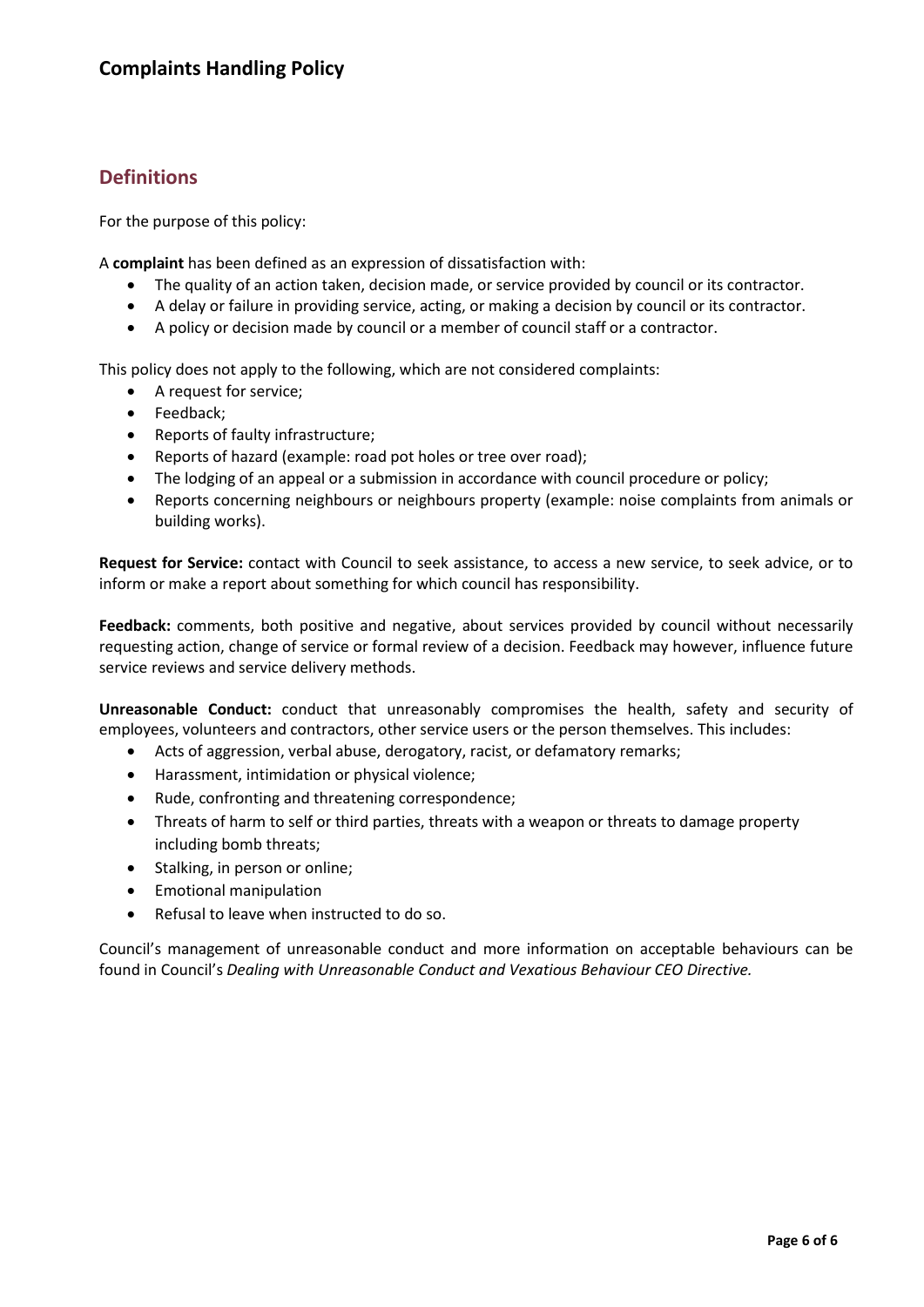## Definitions

For the purpose of this policy:

A **complaint** has been defined as an expression of dissatisfaction with:

- The quality of an action taken, decision made, or service provided by council or its contractor.
- A delay or failure in providing service, acting, or making a decision by council or its contractor.
- A policy or decision made by council or a member of council staff or a contractor.

This policy does not apply to the following, which are not considered complaints:

- A request for service;
- Feedback;
- Reports of faulty infrastructure;
- Reports of hazard (example: road pot holes or tree over road);
- The lodging of an appeal or a submission in accordance with council procedure or policy;
- Reports concerning neighbours or neighbours property (example: noise complaints from animals or building works).

**Request for Service:** contact with Council to seek assistance, to access a new service, to seek advice, or to inform or make a report about something for which council has responsibility.

**Feedback:** comments, both positive and negative, about services provided by council without necessarily requesting action, change of service or formal review of a decision. Feedback may however, influence future service reviews and service delivery methods.

**Unreasonable Conduct:** conduct that unreasonably compromises the health, safety and security of employees, volunteers and contractors, other service users or the person themselves. This includes:

- Acts of aggression, verbal abuse, derogatory, racist, or defamatory remarks;
- Harassment, intimidation or physical violence;
- Rude, confronting and threatening correspondence;
- Threats of harm to self or third parties, threats with a weapon or threats to damage property including bomb threats;
- Stalking, in person or online;
- Emotional manipulation
- Refusal to leave when instructed to do so.

Council's management of unreasonable conduct and more information on acceptable behaviours can be found in Council's *Dealing with Unreasonable Conduct and Vexatious Behaviour CEO Directive.*